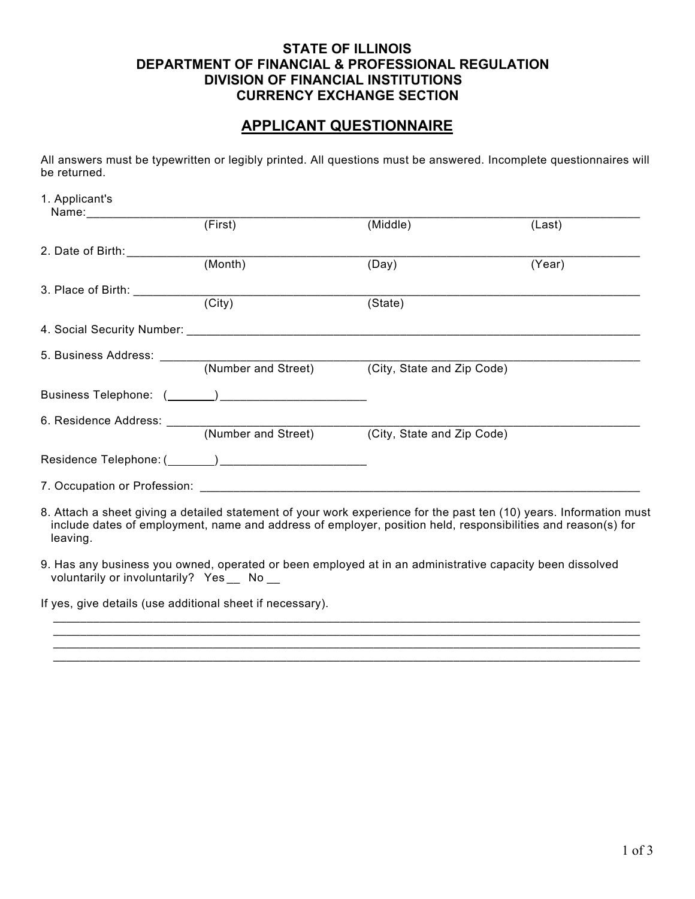**STATE OF ILLINOIS**
**DEPARTMENT OF FINANCIAL & PROFESSIONAL REGULATION**
**DIVISION OF FINANCIAL INSTITUTIONS**
**CURRENCY EXCHANGE SECTION**

## APPLICANT QUESTIONNAIRE

All answers must be typewritten or legibly printed. All questions must be answered. Incomplete questionnaires will be returned.

1. Applicant's Name:______________________________________________________________________
   (First) (Middle) (Last)

2. Date of Birth:__________________________________________________________________________
   (Month) (Day) (Year)

3. Place of Birth: _________________________________________________________________________
   (City) (State)

4. Social Security Number: __________________________________________________________________

5. Business Address: ______________________________________________________________________
   (Number and Street) (City, State and Zip Code)

Business Telephone: (_______)_____________________

6. Residence Address: _____________________________________________________________________
   (Number and Street) (City, State and Zip Code)

Residence Telephone: (_______)_____________________

7. Occupation or Profession: ________________________________________________________________

8. Attach a sheet giving a detailed statement of your work experience for the past ten (10) years. Information must include dates of employment, name and address of employer, position held, responsibilities and reason(s) for leaving.

9. Has any business you owned, operated or been employed at in an administrative capacity been dissolved voluntarily or involuntarily? Yes __ No __

If yes, give details (use additional sheet if necessary).

______________________________________________________________________________________
______________________________________________________________________________________
______________________________________________________________________________________
______________________________________________________________________________________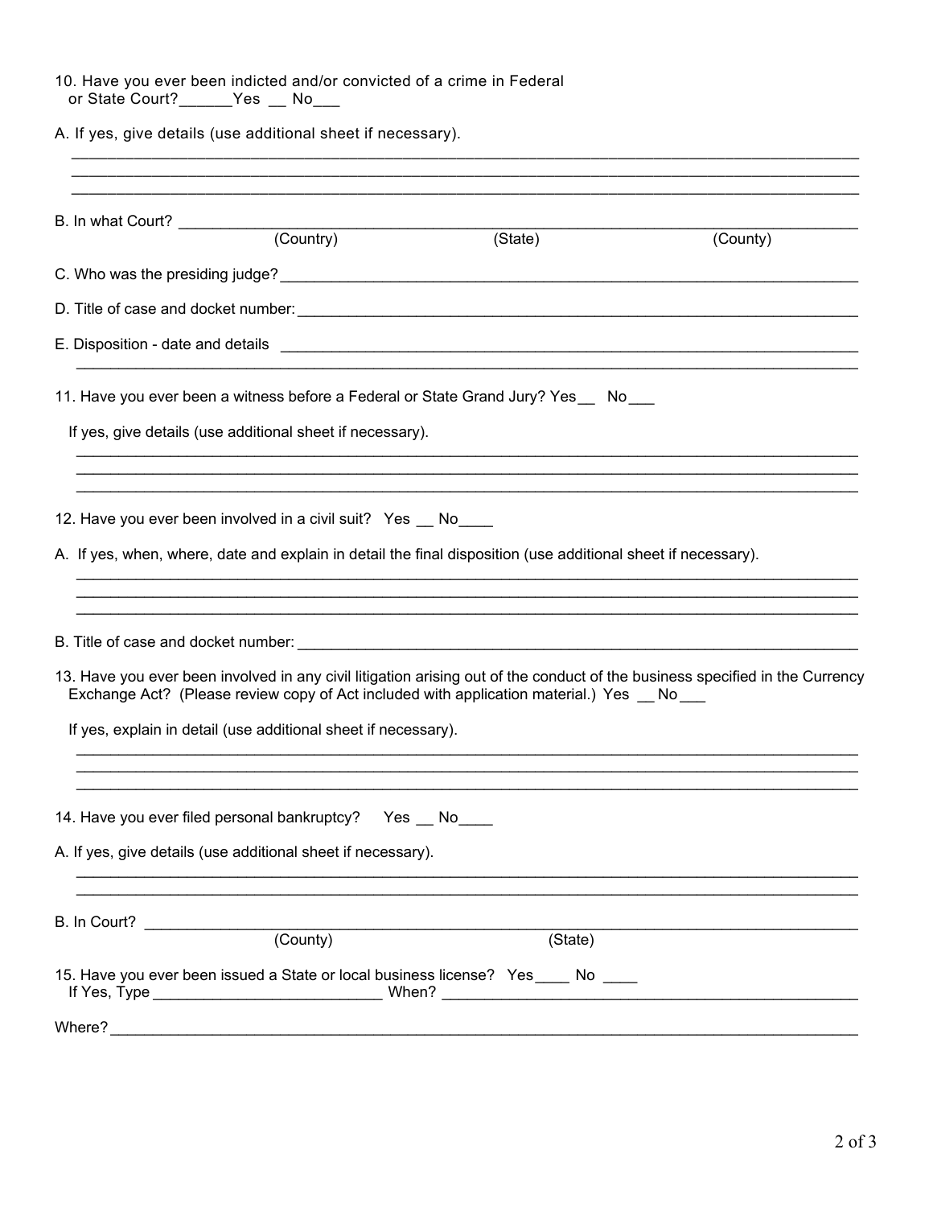10. Have you ever been indicted and/or convicted of a crime in Federal or State Court?______Yes __ No___

A. If yes, give details (use additional sheet if necessary).

______________________________________________________________________________________
______________________________________________________________________________________
______________________________________________________________________________________

B. In what Court? ______________________________________________________________________________
(Country) (State) (County)

C. Who was the presiding judge? ___________________________________________________________________

D. Title of case and docket number: ________________________________________________________________

E. Disposition - date and details ___________________________________________________________________
______________________________________________________________________________________

11. Have you ever been a witness before a Federal or State Grand Jury? Yes__ No___

If yes, give details (use additional sheet if necessary).

______________________________________________________________________________________
______________________________________________________________________________________
______________________________________________________________________________________

12. Have you ever been involved in a civil suit? Yes __ No____

A. If yes, when, where, date and explain in detail the final disposition (use additional sheet if necessary).

______________________________________________________________________________________
______________________________________________________________________________________
______________________________________________________________________________________

B. Title of case and docket number: ________________________________________________________________

13. Have you ever been involved in any civil litigation arising out of the conduct of the business specified in the Currency Exchange Act? (Please review copy of Act included with application material.) Yes __ No___

If yes, explain in detail (use additional sheet if necessary).

______________________________________________________________________________________
______________________________________________________________________________________
______________________________________________________________________________________

14. Have you ever filed personal bankruptcy? Yes __ No____

A. If yes, give details (use additional sheet if necessary).

______________________________________________________________________________________
______________________________________________________________________________________

B. In Court? ___________________________________________________________________________________
(County) (State)

15. Have you ever been issued a State or local business license? Yes____ No ____
If Yes, Type __________________________ When? _______________________________________________

Where? _______________________________________________________________________________________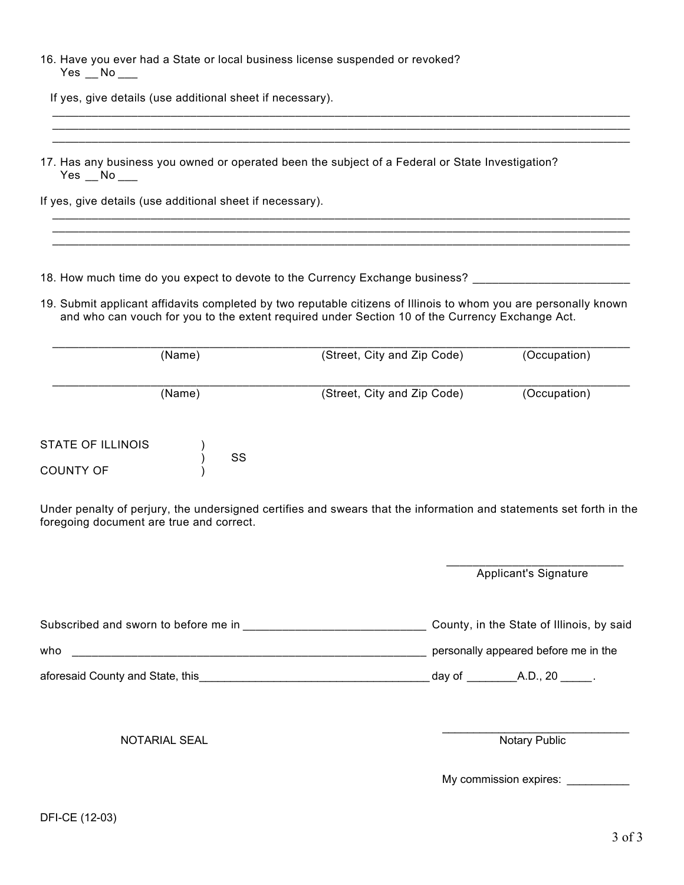16. Have you ever had a State or local business license suspended or revoked?
    Yes __ No ___

    If yes, give details (use additional sheet if necessary).

    ______________________________________________________________________________
    ______________________________________________________________________________
    ______________________________________________________________________________

17. Has any business you owned or operated been the subject of a Federal or State Investigation?
    Yes __ No ___

If yes, give details (use additional sheet if necessary).

______________________________________________________________________________
______________________________________________________________________________
______________________________________________________________________________

18. How much time do you expect to devote to the Currency Exchange business? ________________________

19. Submit applicant affidavits completed by two reputable citizens of Illinois to whom you are personally known and who can vouch for you to the extent required under Section 10 of the Currency Exchange Act.

______________________________________________________________________________
(Name) (Street, City and Zip Code) (Occupation)

______________________________________________________________________________
(Name) (Street, City and Zip Code) (Occupation)

STATE OF ILLINOIS )
) SS
COUNTY OF )

Under penalty of perjury, the undersigned certifies and swears that the information and statements set forth in the foregoing document are true and correct.

____________________________
Applicant's Signature

Subscribed and sworn to before me in ____________________________ County, in the State of Illinois, by said

who ________________________________________________________ personally appeared before me in the

aforesaid County and State, this____________________________________ day of ________A.D., 20 _____.

NOTARIAL SEAL

_____________________________
Notary Public

My commission expires: __________

DFI-CE (12-03)